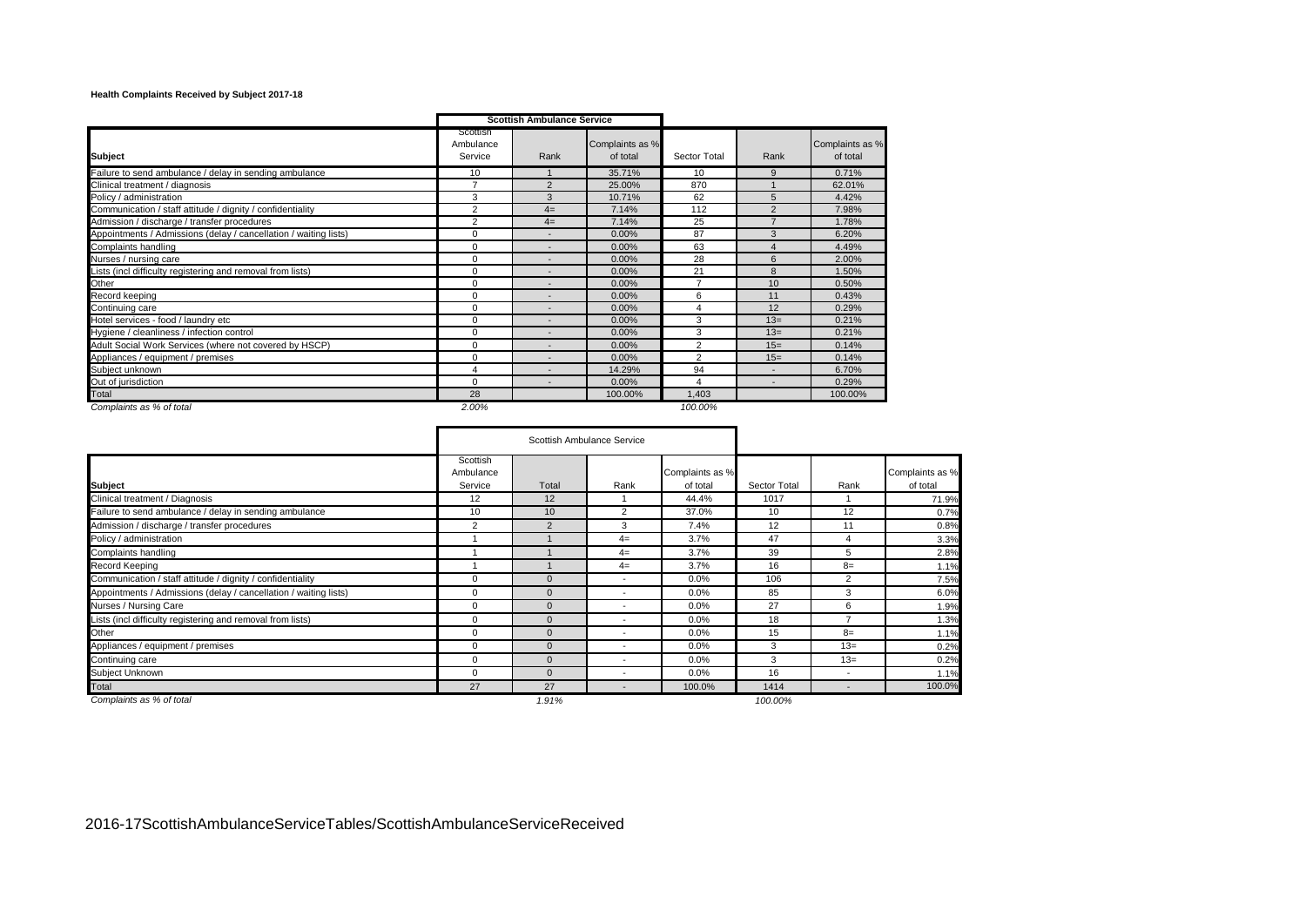**Health Complaints Received by Subject 2017-18**

| Subject | Scottish Ambulance Service | | | | | |
|---|---|---|---|---|---|---|
| | Scottish Ambulance Service | Rank | Complaints as % of total | Sector Total | Rank | Complaints as % of total |
| Failure to send ambulance / delay in sending ambulance | 10 | 1 | 35.71% | 10 | 9 | 0.71% |
| Clinical treatment / diagnosis | 7 | 2 | 25.00% | 870 | 1 | 62.01% |
| Policy / administration | 3 | 3 | 10.71% | 62 | 5 | 4.42% |
| Communication / staff attitude / dignity / confidentiality | 2 | 4= | 7.14% | 112 | 2 | 7.98% |
| Admission / discharge / transfer procedures | 2 | 4= | 7.14% | 25 | 7 | 1.78% |
| Appointments / Admissions (delay / cancellation / waiting lists) | 0 | - | 0.00% | 87 | 3 | 6.20% |
| Complaints handling | 0 | - | 0.00% | 63 | 4 | 4.49% |
| Nurses / nursing care | 0 | - | 0.00% | 28 | 6 | 2.00% |
| Lists (incl difficulty registering and removal from lists) | 0 | - | 0.00% | 21 | 8 | 1.50% |
| Other | 0 | - | 0.00% | 7 | 10 | 0.50% |
| Record keeping | 0 | - | 0.00% | 6 | 11 | 0.43% |
| Continuing care | 0 | - | 0.00% | 4 | 12 | 0.29% |
| Hotel services - food / laundry etc | 0 | - | 0.00% | 3 | 13= | 0.21% |
| Hygiene / cleanliness / infection control | 0 | - | 0.00% | 3 | 13= | 0.21% |
| Adult Social Work Services (where not covered by HSCP) | 0 | - | 0.00% | 2 | 15= | 0.14% |
| Appliances / equipment / premises | 0 | - | 0.00% | 2 | 15= | 0.14% |
| Subject unknown | 4 | - | 14.29% | 94 | - | 6.70% |
| Out of jurisdiction | 0 | - | 0.00% | 4 | - | 0.29% |
| Total | 28 | | 100.00% | 1,403 | | 100.00% |
| *Complaints as % of total* | *2.00%* | | | *100.00%* | | |

| Subject | Scottish Ambulance Service | | | | | | |
|---|---|---|---|---|---|---|---|
| | Scottish Ambulance Service | Total | Rank | Complaints as % of total | Sector Total | Rank | Complaints as % of total |
| Clinical treatment / Diagnosis | 12 | 12 | 1 | 44.4% | 1017 | 1 | 71.9% |
| Failure to send ambulance / delay in sending ambulance | 10 | 10 | 2 | 37.0% | 10 | 12 | 0.7% |
| Admission / discharge / transfer procedures | 2 | 2 | 3 | 7.4% | 12 | 11 | 0.8% |
| Policy / administration | 1 | 1 | 4= | 3.7% | 47 | 4 | 3.3% |
| Complaints handling | 1 | 1 | 4= | 3.7% | 39 | 5 | 2.8% |
| Record Keeping | 1 | 1 | 4= | 3.7% | 16 | 8= | 1.1% |
| Communication / staff attitude / dignity / confidentiality | 0 | 0 | - | 0.0% | 106 | 2 | 7.5% |
| Appointments / Admissions (delay / cancellation / waiting lists) | 0 | 0 | - | 0.0% | 85 | 3 | 6.0% |
| Nurses / Nursing Care | 0 | 0 | - | 0.0% | 27 | 6 | 1.9% |
| Lists (incl difficulty registering and removal from lists) | 0 | 0 | - | 0.0% | 18 | 7 | 1.3% |
| Other | 0 | 0 | - | 0.0% | 15 | 8= | 1.1% |
| Appliances / equipment / premises | 0 | 0 | - | 0.0% | 3 | 13= | 0.2% |
| Continuing care | 0 | 0 | - | 0.0% | 3 | 13= | 0.2% |
| Subject Unknown | 0 | 0 | - | 0.0% | 16 | - | 1.1% |
| Total | 27 | 27 | - | 100.0% | 1414 | - | 100.0% |
| *Complaints as % of total* | | *1.91%* | | | *100.00%* | | |

2016-17ScottishAmbulanceServiceTables/ScottishAmbulanceServiceReceived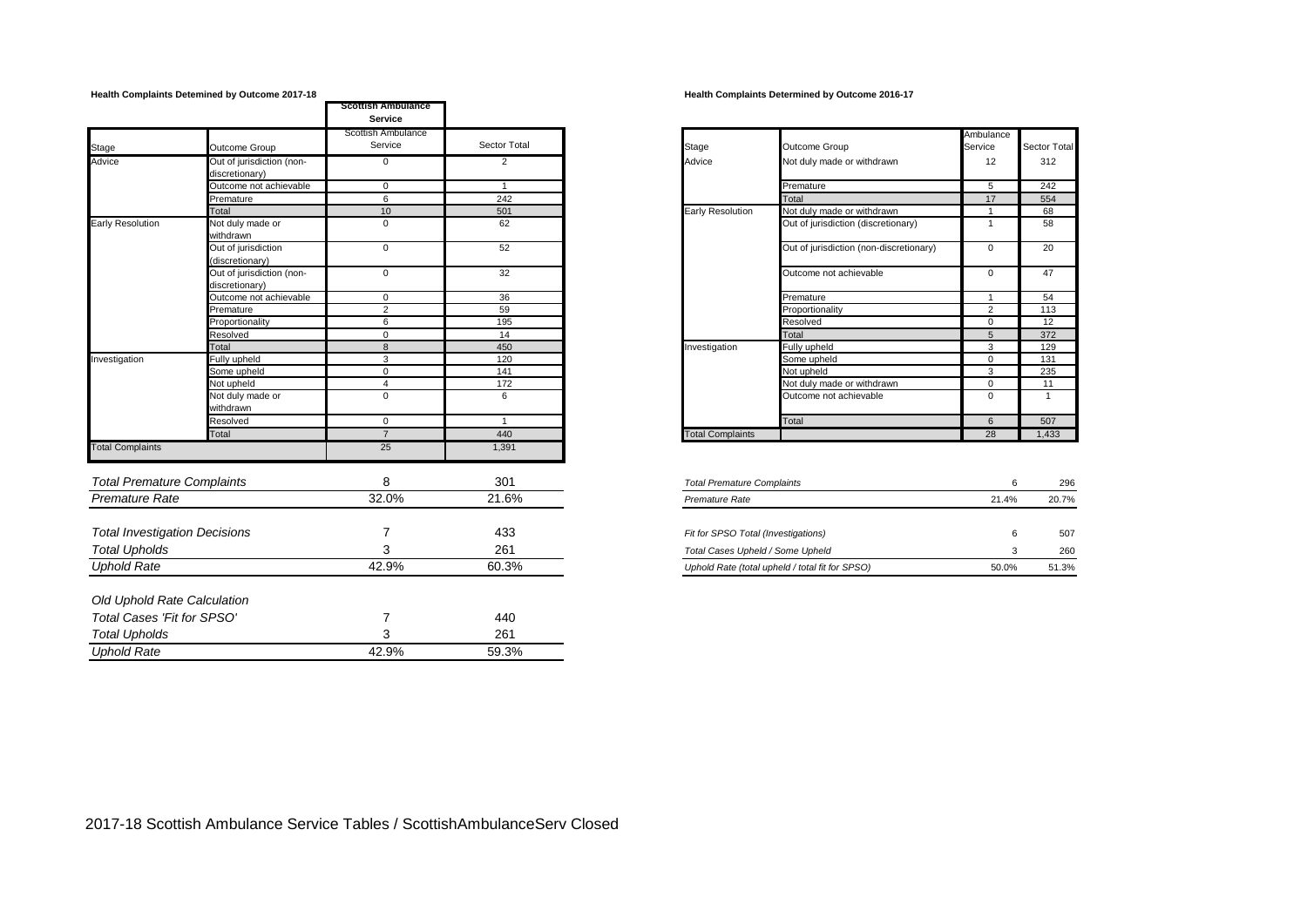**Health Complaints Detemined by Outcome 2017-18**

| Stage | Outcome Group | Scottish Ambulance Service | Sector Total |
|---|---|---|---|
| Advice | Out of jurisdiction (non-discretionary) | 0 | 2 |
| | Outcome not achievable | 0 | 1 |
| | Premature | 6 | 242 |
| | Total | 10 | 501 |
| Early Resolution | Not duly made or withdrawn | 0 | 62 |
| | Out of jurisdiction (discretionary) | 0 | 52 |
| | Out of jurisdiction (non-discretionary) | 0 | 32 |
| | Outcome not achievable | 0 | 36 |
| | Premature | 2 | 59 |
| | Proportionality | 6 | 195 |
| | Resolved | 0 | 14 |
| | Total | 8 | 450 |
| Investigation | Fully upheld | 3 | 120 |
| | Some upheld | 0 | 141 |
| | Not upheld | 4 | 172 |
| | Not duly made or withdrawn | 0 | 6 |
| | Resolved | 0 | 1 |
| | Total | 7 | 440 |
| Total Complaints | | 25 | 1,391 |

| | Scottish Ambulance Service | Sector Total |
|---|---|---|
| *Total Premature Complaints* | 8 | 301 |
| *Premature Rate* | 32.0% | 21.6% |
| *Total Investigation Decisions* | 7 | 433 |
| *Total Upholds* | 3 | 261 |
| *Uphold Rate* | 42.9% | 60.3% |

*Old Uphold Rate Calculation*

| | Scottish Ambulance Service | Sector Total |
|---|---|---|
| *Total Cases 'Fit for SPSO'* | 7 | 440 |
| *Total Upholds* | 3 | 261 |
| *Uphold Rate* | 42.9% | 59.3% |

**Health Complaints Determined by Outcome 2016-17**

| Stage | Outcome Group | Ambulance Service | Sector Total |
|---|---|---|---|
| Advice | Not duly made or withdrawn | 12 | 312 |
| | Premature | 5 | 242 |
| | Total | 17 | 554 |
| Early Resolution | Not duly made or withdrawn | 1 | 68 |
| | Out of jurisdiction (discretionary) | 1 | 58 |
| | Out of jurisdiction (non-discretionary) | 0 | 20 |
| | Outcome not achievable | 0 | 47 |
| | Premature | 1 | 54 |
| | Proportionality | 2 | 113 |
| | Resolved | 0 | 12 |
| | Total | 5 | 372 |
| Investigation | Fully upheld | 3 | 129 |
| | Some upheld | 0 | 131 |
| | Not upheld | 3 | 235 |
| | Not duly made or withdrawn | 0 | 11 |
| | Outcome not achievable | 0 | 1 |
| | Total | 6 | 507 |
| Total Complaints | | 28 | 1,433 |

| | Ambulance Service | Sector Total |
|---|---|---|
| *Total Premature Complaints* | 6 | 296 |
| *Premature Rate* | 21.4% | 20.7% |
| *Fit for SPSO Total (Investigations)* | 6 | 507 |
| *Total Cases Upheld / Some Upheld* | 3 | 260 |
| *Uphold Rate (total upheld / total fit for SPSO)* | 50.0% | 51.3% |

2017-18 Scottish Ambulance Service Tables / ScottishAmbulanceServ Closed